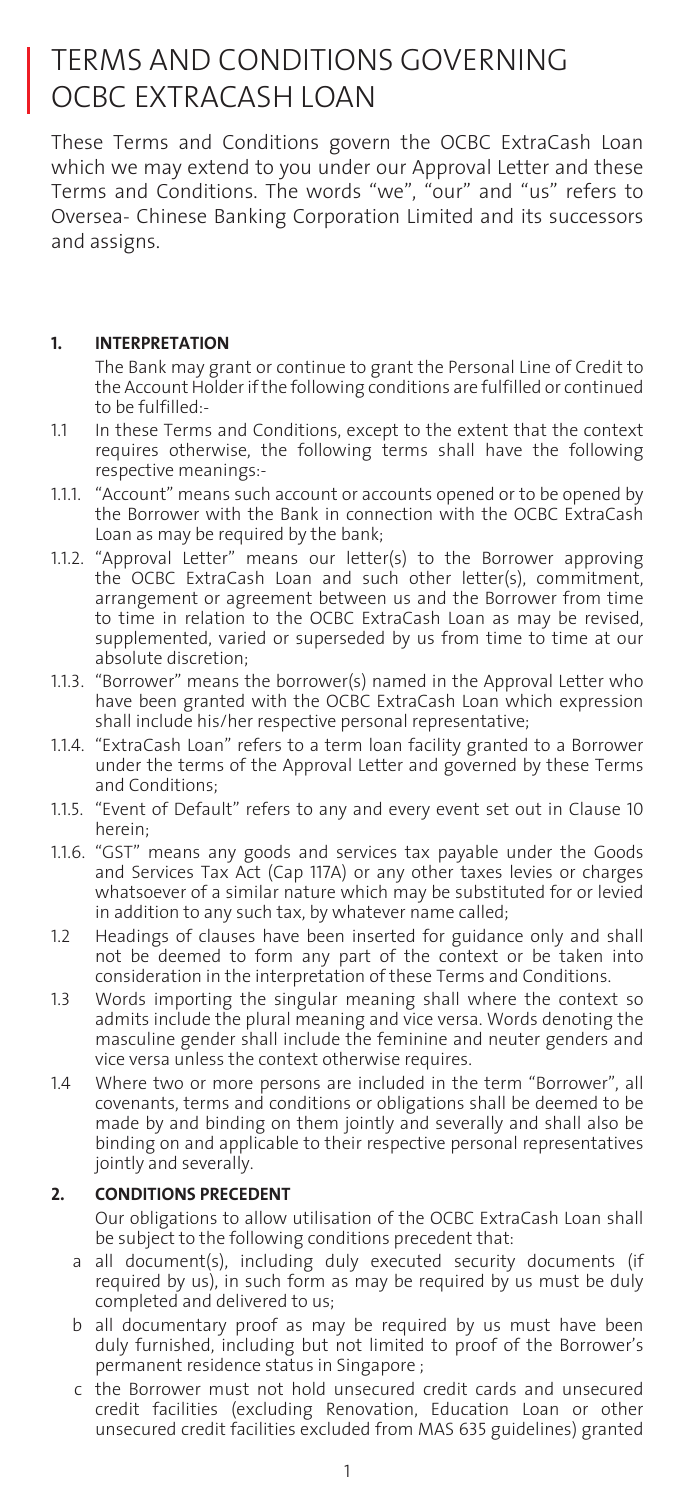# TERMS AND CONDITIONS GOVERNING OCBC EXTRACASH LOAN

These Terms and Conditions govern the OCBC ExtraCash Loan which we may extend to you under our Approval Letter and these Terms and Conditions. The words "we", "our" and "us" refers to Oversea- Chinese Banking Corporation Limited and its successors and assigns.

**1. INTERPRETATION**

The Bank may grant or continue to grant the Personal Line of Credit to the Account Holder if the following conditions are fulfilled or continued to be fulfilled:-

1.1 In these Terms and Conditions, except to the extent that the context requires otherwise, the following terms shall have the following respective meanings:-

1.1.1. "Account" means such account or accounts opened or to be opened by the Borrower with the Bank in connection with the OCBC ExtraCash Loan as may be required by the bank;

1.1.2. "Approval Letter" means our letter(s) to the Borrower approving the OCBC ExtraCash Loan and such other letter(s), commitment, arrangement or agreement between us and the Borrower from time to time in relation to the OCBC ExtraCash Loan as may be revised, supplemented, varied or superseded by us from time to time at our absolute discretion;

1.1.3. "Borrower" means the borrower(s) named in the Approval Letter who have been granted with the OCBC ExtraCash Loan which expression shall include his/her respective personal representative;

1.1.4. "ExtraCash Loan" refers to a term loan facility granted to a Borrower under the terms of the Approval Letter and governed by these Terms and Conditions;

1.1.5. "Event of Default" refers to any and every event set out in Clause 10 herein;

1.1.6. "GST" means any goods and services tax payable under the Goods and Services Tax Act (Cap 117A) or any other taxes levies or charges whatsoever of a similar nature which may be substituted for or levied in addition to any such tax, by whatever name called;

1.2 Headings of clauses have been inserted for guidance only and shall not be deemed to form any part of the context or be taken into consideration in the interpretation of these Terms and Conditions.

1.3 Words importing the singular meaning shall where the context so admits include the plural meaning and vice versa. Words denoting the masculine gender shall include the feminine and neuter genders and vice versa unless the context otherwise requires.

1.4 Where two or more persons are included in the term "Borrower", all covenants, terms and conditions or obligations shall be deemed to be made by and binding on them jointly and severally and shall also be binding on and applicable to their respective personal representatives jointly and severally.

**2. CONDITIONS PRECEDENT**

Our obligations to allow utilisation of the OCBC ExtraCash Loan shall be subject to the following conditions precedent that:

a all document(s), including duly executed security documents (if required by us), in such form as may be required by us must be duly completed and delivered to us;

b all documentary proof as may be required by us must have been duly furnished, including but not limited to proof of the Borrower's permanent residence status in Singapore ;

c the Borrower must not hold unsecured credit cards and unsecured credit facilities (excluding Renovation, Education Loan or other unsecured credit facilities excluded from MAS 635 guidelines) granted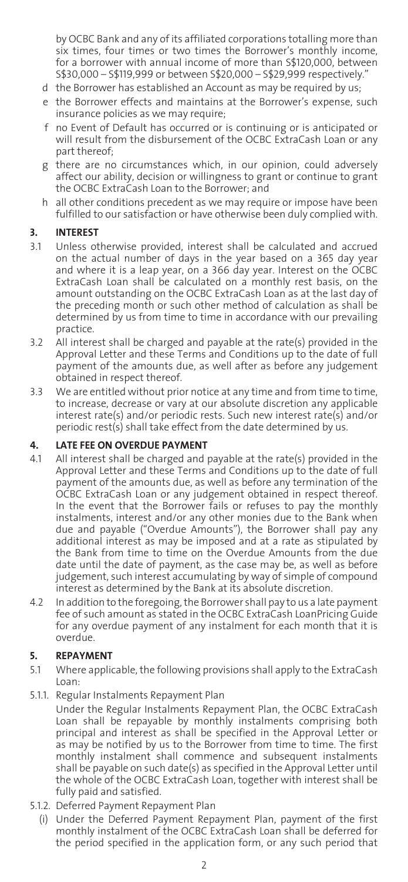by OCBC Bank and any of its affiliated corporations totalling more than six times, four times or two times the Borrower's monthly income, for a borrower with annual income of more than S$120,000, between S$30,000 – S$119,999 or between S$20,000 – S$29,999 respectively."

d the Borrower has established an Account as may be required by us;

e the Borrower effects and maintains at the Borrower's expense, such insurance policies as we may require;

f no Event of Default has occurred or is continuing or is anticipated or will result from the disbursement of the OCBC ExtraCash Loan or any part thereof;

g there are no circumstances which, in our opinion, could adversely affect our ability, decision or willingness to grant or continue to grant the OCBC ExtraCash Loan to the Borrower; and

h all other conditions precedent as we may require or impose have been fulfilled to our satisfaction or have otherwise been duly complied with.

## 3. INTEREST

3.1 Unless otherwise provided, interest shall be calculated and accrued on the actual number of days in the year based on a 365 day year and where it is a leap year, on a 366 day year. Interest on the OCBC ExtraCash Loan shall be calculated on a monthly rest basis, on the amount outstanding on the OCBC ExtraCash Loan as at the last day of the preceding month or such other method of calculation as shall be determined by us from time to time in accordance with our prevailing practice.

3.2 All interest shall be charged and payable at the rate(s) provided in the Approval Letter and these Terms and Conditions up to the date of full payment of the amounts due, as well after as before any judgement obtained in respect thereof.

3.3 We are entitled without prior notice at any time and from time to time, to increase, decrease or vary at our absolute discretion any applicable interest rate(s) and/or periodic rests. Such new interest rate(s) and/or periodic rest(s) shall take effect from the date determined by us.

## 4. LATE FEE ON OVERDUE PAYMENT

4.1 All interest shall be charged and payable at the rate(s) provided in the Approval Letter and these Terms and Conditions up to the date of full payment of the amounts due, as well as before any termination of the OCBC ExtraCash Loan or any judgement obtained in respect thereof. In the event that the Borrower fails or refuses to pay the monthly instalments, interest and/or any other monies due to the Bank when due and payable ("Overdue Amounts"), the Borrower shall pay any additional interest as may be imposed and at a rate as stipulated by the Bank from time to time on the Overdue Amounts from the due date until the date of payment, as the case may be, as well as before judgement, such interest accumulating by way of simple of compound interest as determined by the Bank at its absolute discretion.

4.2 In addition to the foregoing, the Borrower shall pay to us a late payment fee of such amount as stated in the OCBC ExtraCash LoanPricing Guide for any overdue payment of any instalment for each month that it is overdue.

## 5. REPAYMENT

5.1 Where applicable, the following provisions shall apply to the ExtraCash Loan:

5.1.1. Regular Instalments Repayment Plan

Under the Regular Instalments Repayment Plan, the OCBC ExtraCash Loan shall be repayable by monthly instalments comprising both principal and interest as shall be specified in the Approval Letter or as may be notified by us to the Borrower from time to time. The first monthly instalment shall commence and subsequent instalments shall be payable on such date(s) as specified in the Approval Letter until the whole of the OCBC ExtraCash Loan, together with interest shall be fully paid and satisfied.

5.1.2. Deferred Payment Repayment Plan

(i) Under the Deferred Payment Repayment Plan, payment of the first monthly instalment of the OCBC ExtraCash Loan shall be deferred for the period specified in the application form, or any such period that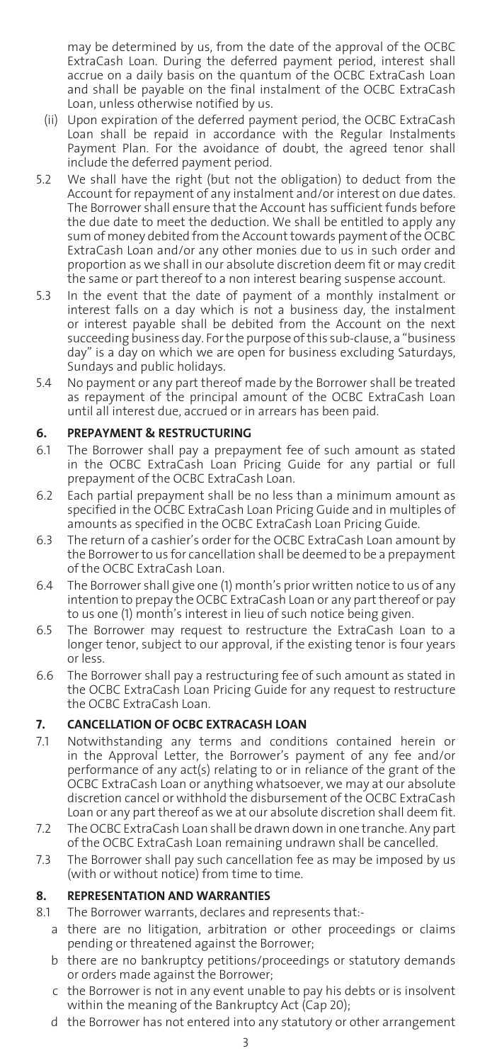may be determined by us, from the date of the approval of the OCBC ExtraCash Loan. During the deferred payment period, interest shall accrue on a daily basis on the quantum of the OCBC ExtraCash Loan and shall be payable on the final instalment of the OCBC ExtraCash Loan, unless otherwise notified by us.

(ii) Upon expiration of the deferred payment period, the OCBC ExtraCash Loan shall be repaid in accordance with the Regular Instalments Payment Plan. For the avoidance of doubt, the agreed tenor shall include the deferred payment period.

5.2 We shall have the right (but not the obligation) to deduct from the Account for repayment of any instalment and/or interest on due dates. The Borrower shall ensure that the Account has sufficient funds before the due date to meet the deduction. We shall be entitled to apply any sum of money debited from the Account towards payment of the OCBC ExtraCash Loan and/or any other monies due to us in such order and proportion as we shall in our absolute discretion deem fit or may credit the same or part thereof to a non interest bearing suspense account.

5.3 In the event that the date of payment of a monthly instalment or interest falls on a day which is not a business day, the instalment or interest payable shall be debited from the Account on the next succeeding business day. For the purpose of this sub-clause, a "business day" is a day on which we are open for business excluding Saturdays, Sundays and public holidays.

5.4 No payment or any part thereof made by the Borrower shall be treated as repayment of the principal amount of the OCBC ExtraCash Loan until all interest due, accrued or in arrears has been paid.

## 6. PREPAYMENT & RESTRUCTURING

6.1 The Borrower shall pay a prepayment fee of such amount as stated in the OCBC ExtraCash Loan Pricing Guide for any partial or full prepayment of the OCBC ExtraCash Loan.

6.2 Each partial prepayment shall be no less than a minimum amount as specified in the OCBC ExtraCash Loan Pricing Guide and in multiples of amounts as specified in the OCBC ExtraCash Loan Pricing Guide.

6.3 The return of a cashier's order for the OCBC ExtraCash Loan amount by the Borrower to us for cancellation shall be deemed to be a prepayment of the OCBC ExtraCash Loan.

6.4 The Borrower shall give one (1) month's prior written notice to us of any intention to prepay the OCBC ExtraCash Loan or any part thereof or pay to us one (1) month's interest in lieu of such notice being given.

6.5 The Borrower may request to restructure the ExtraCash Loan to a longer tenor, subject to our approval, if the existing tenor is four years or less.

6.6 The Borrower shall pay a restructuring fee of such amount as stated in the OCBC ExtraCash Loan Pricing Guide for any request to restructure the OCBC ExtraCash Loan.

## 7. CANCELLATION OF OCBC EXTRACASH LOAN

7.1 Notwithstanding any terms and conditions contained herein or in the Approval Letter, the Borrower's payment of any fee and/or performance of any act(s) relating to or in reliance of the grant of the OCBC ExtraCash Loan or anything whatsoever, we may at our absolute discretion cancel or withhold the disbursement of the OCBC ExtraCash Loan or any part thereof as we at our absolute discretion shall deem fit.

7.2 The OCBC ExtraCash Loan shall be drawn down in one tranche. Any part of the OCBC ExtraCash Loan remaining undrawn shall be cancelled.

7.3 The Borrower shall pay such cancellation fee as may be imposed by us (with or without notice) from time to time.

## 8. REPRESENTATION AND WARRANTIES

8.1 The Borrower warrants, declares and represents that:-

a there are no litigation, arbitration or other proceedings or claims pending or threatened against the Borrower;

b there are no bankruptcy petitions/proceedings or statutory demands or orders made against the Borrower;

c the Borrower is not in any event unable to pay his debts or is insolvent within the meaning of the Bankruptcy Act (Cap 20);

d the Borrower has not entered into any statutory or other arrangement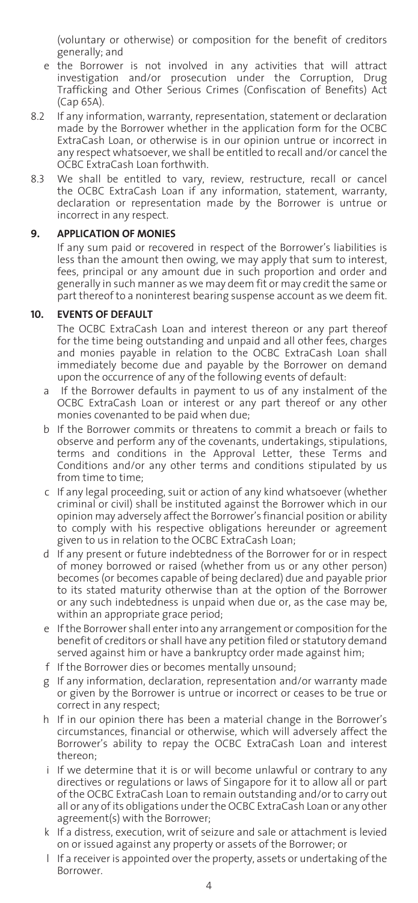(voluntary or otherwise) or composition for the benefit of creditors generally; and

e the Borrower is not involved in any activities that will attract investigation and/or prosecution under the Corruption, Drug Trafficking and Other Serious Crimes (Confiscation of Benefits) Act (Cap 65A).

8.2 If any information, warranty, representation, statement or declaration made by the Borrower whether in the application form for the OCBC ExtraCash Loan, or otherwise is in our opinion untrue or incorrect in any respect whatsoever, we shall be entitled to recall and/or cancel the OCBC ExtraCash Loan forthwith.

8.3 We shall be entitled to vary, review, restructure, recall or cancel the OCBC ExtraCash Loan if any information, statement, warranty, declaration or representation made by the Borrower is untrue or incorrect in any respect.

## 9. APPLICATION OF MONIES

If any sum paid or recovered in respect of the Borrower's liabilities is less than the amount then owing, we may apply that sum to interest, fees, principal or any amount due in such proportion and order and generally in such manner as we may deem fit or may credit the same or part thereof to a noninterest bearing suspense account as we deem fit.

## 10. EVENTS OF DEFAULT

The OCBC ExtraCash Loan and interest thereon or any part thereof for the time being outstanding and unpaid and all other fees, charges and monies payable in relation to the OCBC ExtraCash Loan shall immediately become due and payable by the Borrower on demand upon the occurrence of any of the following events of default:

a If the Borrower defaults in payment to us of any instalment of the OCBC ExtraCash Loan or interest or any part thereof or any other monies covenanted to be paid when due;

b If the Borrower commits or threatens to commit a breach or fails to observe and perform any of the covenants, undertakings, stipulations, terms and conditions in the Approval Letter, these Terms and Conditions and/or any other terms and conditions stipulated by us from time to time;

c If any legal proceeding, suit or action of any kind whatsoever (whether criminal or civil) shall be instituted against the Borrower which in our opinion may adversely affect the Borrower's financial position or ability to comply with his respective obligations hereunder or agreement given to us in relation to the OCBC ExtraCash Loan;

d If any present or future indebtedness of the Borrower for or in respect of money borrowed or raised (whether from us or any other person) becomes (or becomes capable of being declared) due and payable prior to its stated maturity otherwise than at the option of the Borrower or any such indebtedness is unpaid when due or, as the case may be, within an appropriate grace period;

e If the Borrower shall enter into any arrangement or composition for the benefit of creditors or shall have any petition filed or statutory demand served against him or have a bankruptcy order made against him;

f If the Borrower dies or becomes mentally unsound;

g If any information, declaration, representation and/or warranty made or given by the Borrower is untrue or incorrect or ceases to be true or correct in any respect;

h If in our opinion there has been a material change in the Borrower's circumstances, financial or otherwise, which will adversely affect the Borrower's ability to repay the OCBC ExtraCash Loan and interest thereon;

i If we determine that it is or will become unlawful or contrary to any directives or regulations or laws of Singapore for it to allow all or part of the OCBC ExtraCash Loan to remain outstanding and/or to carry out all or any of its obligations under the OCBC ExtraCash Loan or any other agreement(s) with the Borrower;

k If a distress, execution, writ of seizure and sale or attachment is levied on or issued against any property or assets of the Borrower; or

l If a receiver is appointed over the property, assets or undertaking of the Borrower.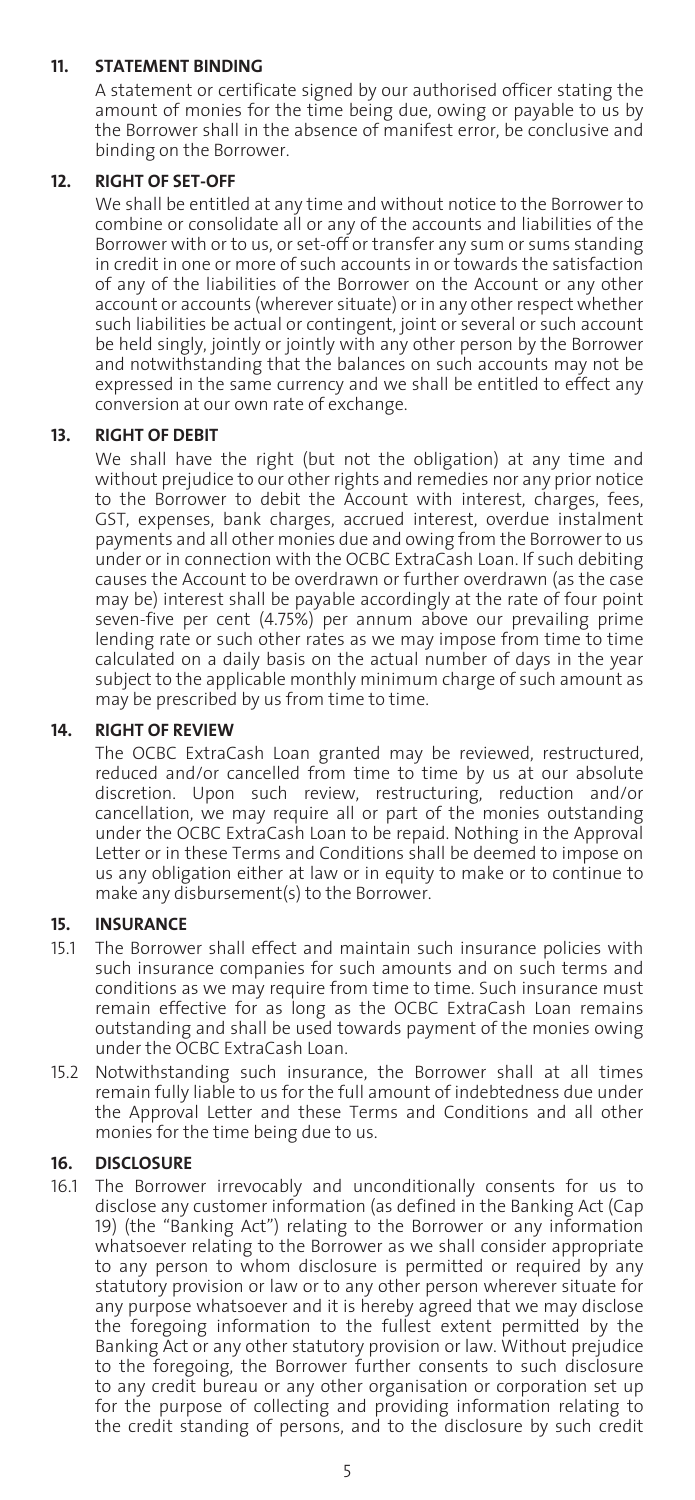## 11. STATEMENT BINDING

A statement or certificate signed by our authorised officer stating the amount of monies for the time being due, owing or payable to us by the Borrower shall in the absence of manifest error, be conclusive and binding on the Borrower.

## 12. RIGHT OF SET-OFF

We shall be entitled at any time and without notice to the Borrower to combine or consolidate all or any of the accounts and liabilities of the Borrower with or to us, or set-off or transfer any sum or sums standing in credit in one or more of such accounts in or towards the satisfaction of any of the liabilities of the Borrower on the Account or any other account or accounts (wherever situate) or in any other respect whether such liabilities be actual or contingent, joint or several or such account be held singly, jointly or jointly with any other person by the Borrower and notwithstanding that the balances on such accounts may not be expressed in the same currency and we shall be entitled to effect any conversion at our own rate of exchange.

## 13. RIGHT OF DEBIT

We shall have the right (but not the obligation) at any time and without prejudice to our other rights and remedies nor any prior notice to the Borrower to debit the Account with interest, charges, fees, GST, expenses, bank charges, accrued interest, overdue instalment payments and all other monies due and owing from the Borrower to us under or in connection with the OCBC ExtraCash Loan. If such debiting causes the Account to be overdrawn or further overdrawn (as the case may be) interest shall be payable accordingly at the rate of four point seven-five per cent (4.75%) per annum above our prevailing prime lending rate or such other rates as we may impose from time to time calculated on a daily basis on the actual number of days in the year subject to the applicable monthly minimum charge of such amount as may be prescribed by us from time to time.

## 14. RIGHT OF REVIEW

The OCBC ExtraCash Loan granted may be reviewed, restructured, reduced and/or cancelled from time to time by us at our absolute discretion. Upon such review, restructuring, reduction and/or cancellation, we may require all or part of the monies outstanding under the OCBC ExtraCash Loan to be repaid. Nothing in the Approval Letter or in these Terms and Conditions shall be deemed to impose on us any obligation either at law or in equity to make or to continue to make any disbursement(s) to the Borrower.

## 15. INSURANCE

15.1 The Borrower shall effect and maintain such insurance policies with such insurance companies for such amounts and on such terms and conditions as we may require from time to time. Such insurance must remain effective for as long as the OCBC ExtraCash Loan remains outstanding and shall be used towards payment of the monies owing under the OCBC ExtraCash Loan.

15.2 Notwithstanding such insurance, the Borrower shall at all times remain fully liable to us for the full amount of indebtedness due under the Approval Letter and these Terms and Conditions and all other monies for the time being due to us.

## 16. DISCLOSURE

16.1 The Borrower irrevocably and unconditionally consents for us to disclose any customer information (as defined in the Banking Act (Cap 19) (the "Banking Act") relating to the Borrower or any information whatsoever relating to the Borrower as we shall consider appropriate to any person to whom disclosure is permitted or required by any statutory provision or law or to any other person wherever situate for any purpose whatsoever and it is hereby agreed that we may disclose the foregoing information to the fullest extent permitted by the Banking Act or any other statutory provision or law. Without prejudice to the foregoing, the Borrower further consents to such disclosure to any credit bureau or any other organisation or corporation set up for the purpose of collecting and providing information relating to the credit standing of persons, and to the disclosure by such credit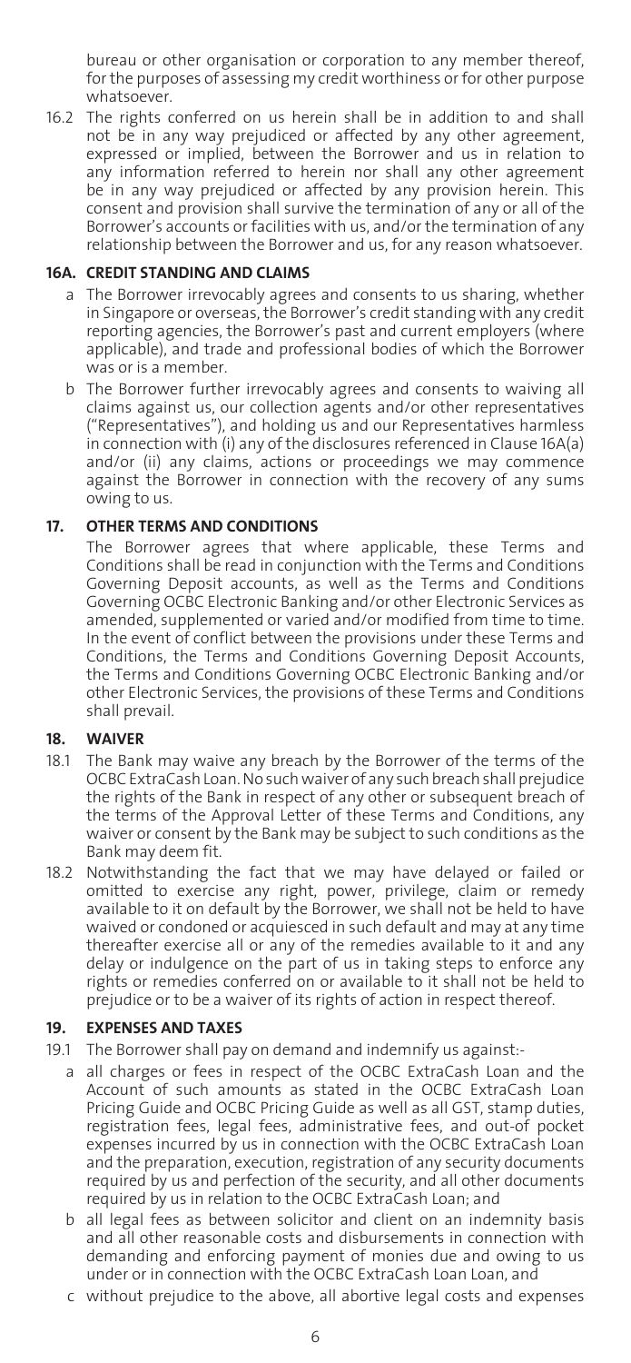bureau or other organisation or corporation to any member thereof, for the purposes of assessing my credit worthiness or for other purpose whatsoever.

16.2 The rights conferred on us herein shall be in addition to and shall not be in any way prejudiced or affected by any other agreement, expressed or implied, between the Borrower and us in relation to any information referred to herein nor shall any other agreement be in any way prejudiced or affected by any provision herein. This consent and provision shall survive the termination of any or all of the Borrower's accounts or facilities with us, and/or the termination of any relationship between the Borrower and us, for any reason whatsoever.

## 16A. CREDIT STANDING AND CLAIMS

a The Borrower irrevocably agrees and consents to us sharing, whether in Singapore or overseas, the Borrower's credit standing with any credit reporting agencies, the Borrower's past and current employers (where applicable), and trade and professional bodies of which the Borrower was or is a member.

b The Borrower further irrevocably agrees and consents to waiving all claims against us, our collection agents and/or other representatives ("Representatives"), and holding us and our Representatives harmless in connection with (i) any of the disclosures referenced in Clause 16A(a) and/or (ii) any claims, actions or proceedings we may commence against the Borrower in connection with the recovery of any sums owing to us.

## 17. OTHER TERMS AND CONDITIONS

The Borrower agrees that where applicable, these Terms and Conditions shall be read in conjunction with the Terms and Conditions Governing Deposit accounts, as well as the Terms and Conditions Governing OCBC Electronic Banking and/or other Electronic Services as amended, supplemented or varied and/or modified from time to time. In the event of conflict between the provisions under these Terms and Conditions, the Terms and Conditions Governing Deposit Accounts, the Terms and Conditions Governing OCBC Electronic Banking and/or other Electronic Services, the provisions of these Terms and Conditions shall prevail.

## 18. WAIVER

18.1 The Bank may waive any breach by the Borrower of the terms of the OCBC ExtraCash Loan. No such waiver of any such breach shall prejudice the rights of the Bank in respect of any other or subsequent breach of the terms of the Approval Letter of these Terms and Conditions, any waiver or consent by the Bank may be subject to such conditions as the Bank may deem fit.

18.2 Notwithstanding the fact that we may have delayed or failed or omitted to exercise any right, power, privilege, claim or remedy available to it on default by the Borrower, we shall not be held to have waived or condoned or acquiesced in such default and may at any time thereafter exercise all or any of the remedies available to it and any delay or indulgence on the part of us in taking steps to enforce any rights or remedies conferred on or available to it shall not be held to prejudice or to be a waiver of its rights of action in respect thereof.

## 19. EXPENSES AND TAXES

19.1 The Borrower shall pay on demand and indemnify us against:-

a all charges or fees in respect of the OCBC ExtraCash Loan and the Account of such amounts as stated in the OCBC ExtraCash Loan Pricing Guide and OCBC Pricing Guide as well as all GST, stamp duties, registration fees, legal fees, administrative fees, and out-of pocket expenses incurred by us in connection with the OCBC ExtraCash Loan and the preparation, execution, registration of any security documents required by us and perfection of the security, and all other documents required by us in relation to the OCBC ExtraCash Loan; and

b all legal fees as between solicitor and client on an indemnity basis and all other reasonable costs and disbursements in connection with demanding and enforcing payment of monies due and owing to us under or in connection with the OCBC ExtraCash Loan Loan, and

c without prejudice to the above, all abortive legal costs and expenses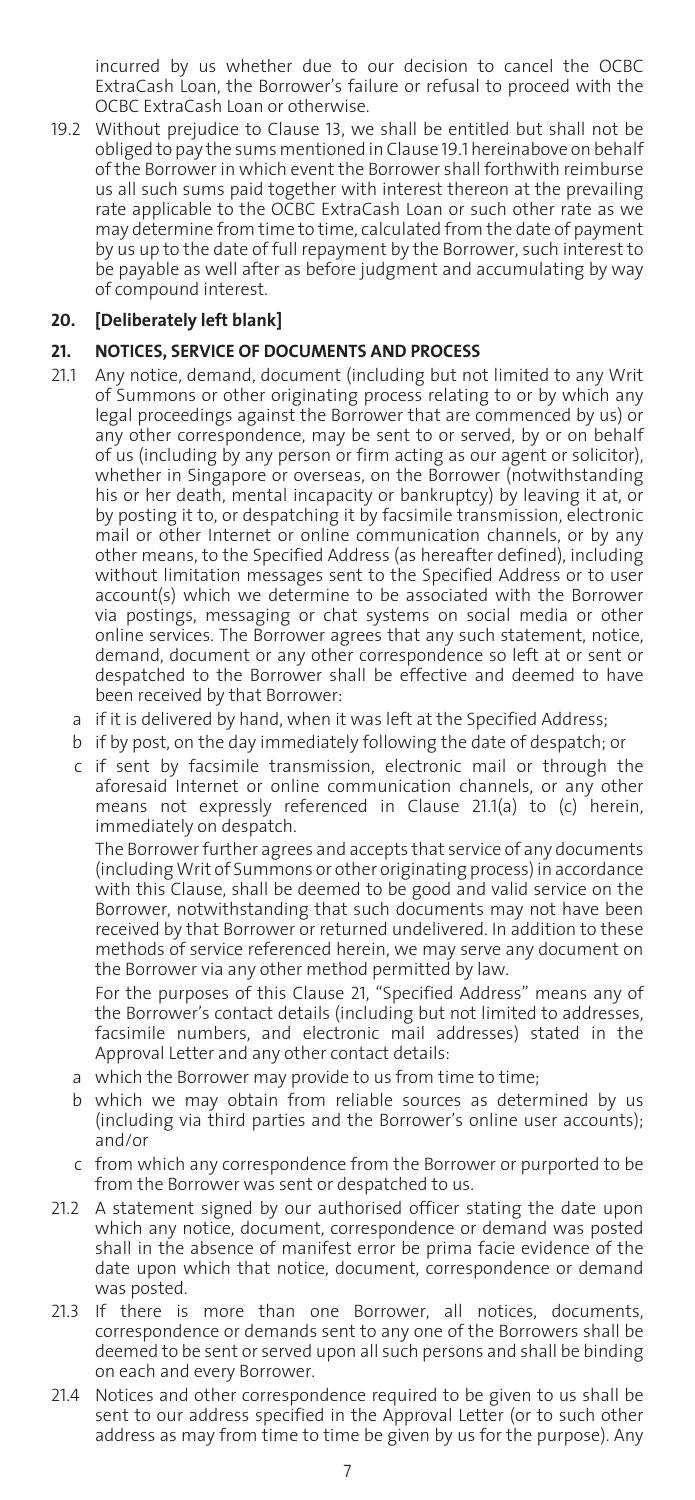incurred by us whether due to our decision to cancel the OCBC ExtraCash Loan, the Borrower's failure or refusal to proceed with the OCBC ExtraCash Loan or otherwise.

19.2 Without prejudice to Clause 13, we shall be entitled but shall not be obliged to pay the sums mentioned in Clause 19.1 hereinabove on behalf of the Borrower in which event the Borrower shall forthwith reimburse us all such sums paid together with interest thereon at the prevailing rate applicable to the OCBC ExtraCash Loan or such other rate as we may determine from time to time, calculated from the date of payment by us up to the date of full repayment by the Borrower, such interest to be payable as well after as before judgment and accumulating by way of compound interest.

## 20. [Deliberately left blank]

## 21. NOTICES, SERVICE OF DOCUMENTS AND PROCESS

21.1 Any notice, demand, document (including but not limited to any Writ of Summons or other originating process relating to or by which any legal proceedings against the Borrower that are commenced by us) or any other correspondence, may be sent to or served, by or on behalf of us (including by any person or firm acting as our agent or solicitor), whether in Singapore or overseas, on the Borrower (notwithstanding his or her death, mental incapacity or bankruptcy) by leaving it at, or by posting it to, or despatching it by facsimile transmission, electronic mail or other Internet or online communication channels, or by any other means, to the Specified Address (as hereafter defined), including without limitation messages sent to the Specified Address or to user account(s) which we determine to be associated with the Borrower via postings, messaging or chat systems on social media or other online services. The Borrower agrees that any such statement, notice, demand, document or any other correspondence so left at or sent or despatched to the Borrower shall be effective and deemed to have been received by that Borrower:

a if it is delivered by hand, when it was left at the Specified Address;

b if by post, on the day immediately following the date of despatch; or

c if sent by facsimile transmission, electronic mail or through the aforesaid Internet or online communication channels, or any other means not expressly referenced in Clause 21.1(a) to (c) herein, immediately on despatch.

The Borrower further agrees and accepts that service of any documents (including Writ of Summons or other originating process) in accordance with this Clause, shall be deemed to be good and valid service on the Borrower, notwithstanding that such documents may not have been received by that Borrower or returned undelivered. In addition to these methods of service referenced herein, we may serve any document on the Borrower via any other method permitted by law.

For the purposes of this Clause 21, "Specified Address" means any of the Borrower's contact details (including but not limited to addresses, facsimile numbers, and electronic mail addresses) stated in the Approval Letter and any other contact details:

a which the Borrower may provide to us from time to time;

b which we may obtain from reliable sources as determined by us (including via third parties and the Borrower's online user accounts); and/or

c from which any correspondence from the Borrower or purported to be from the Borrower was sent or despatched to us.

21.2 A statement signed by our authorised officer stating the date upon which any notice, document, correspondence or demand was posted shall in the absence of manifest error be prima facie evidence of the date upon which that notice, document, correspondence or demand was posted.

21.3 If there is more than one Borrower, all notices, documents, correspondence or demands sent to any one of the Borrowers shall be deemed to be sent or served upon all such persons and shall be binding on each and every Borrower.

21.4 Notices and other correspondence required to be given to us shall be sent to our address specified in the Approval Letter (or to such other address as may from time to time be given by us for the purpose). Any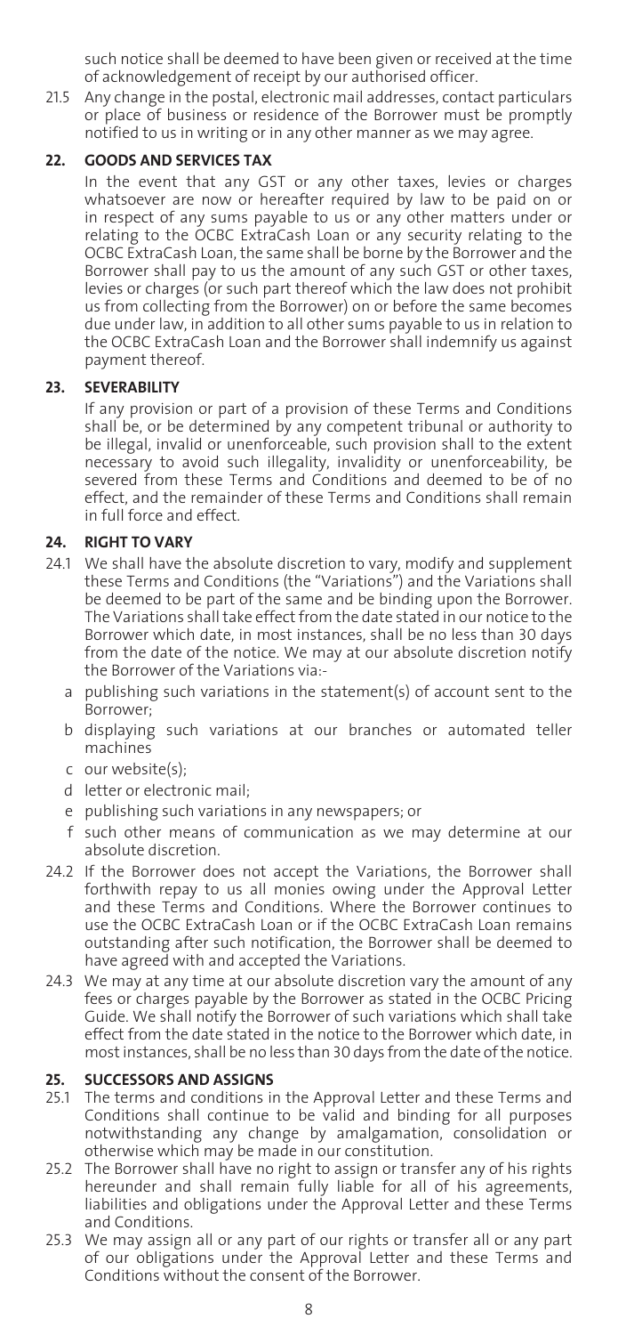such notice shall be deemed to have been given or received at the time of acknowledgement of receipt by our authorised officer.

21.5 Any change in the postal, electronic mail addresses, contact particulars or place of business or residence of the Borrower must be promptly notified to us in writing or in any other manner as we may agree.

**22. GOODS AND SERVICES TAX**

In the event that any GST or any other taxes, levies or charges whatsoever are now or hereafter required by law to be paid on or in respect of any sums payable to us or any other matters under or relating to the OCBC ExtraCash Loan or any security relating to the OCBC ExtraCash Loan, the same shall be borne by the Borrower and the Borrower shall pay to us the amount of any such GST or other taxes, levies or charges (or such part thereof which the law does not prohibit us from collecting from the Borrower) on or before the same becomes due under law, in addition to all other sums payable to us in relation to the OCBC ExtraCash Loan and the Borrower shall indemnify us against payment thereof.

**23. SEVERABILITY**

If any provision or part of a provision of these Terms and Conditions shall be, or be determined by any competent tribunal or authority to be illegal, invalid or unenforceable, such provision shall to the extent necessary to avoid such illegality, invalidity or unenforceability, be severed from these Terms and Conditions and deemed to be of no effect, and the remainder of these Terms and Conditions shall remain in full force and effect.

**24. RIGHT TO VARY**

24.1 We shall have the absolute discretion to vary, modify and supplement these Terms and Conditions (the "Variations") and the Variations shall be deemed to be part of the same and be binding upon the Borrower. The Variations shall take effect from the date stated in our notice to the Borrower which date, in most instances, shall be no less than 30 days from the date of the notice. We may at our absolute discretion notify the Borrower of the Variations via:-

a publishing such variations in the statement(s) of account sent to the Borrower;

b displaying such variations at our branches or automated teller machines

c our website(s);

d letter or electronic mail;

e publishing such variations in any newspapers; or

f such other means of communication as we may determine at our absolute discretion.

24.2 If the Borrower does not accept the Variations, the Borrower shall forthwith repay to us all monies owing under the Approval Letter and these Terms and Conditions. Where the Borrower continues to use the OCBC ExtraCash Loan or if the OCBC ExtraCash Loan remains outstanding after such notification, the Borrower shall be deemed to have agreed with and accepted the Variations.

24.3 We may at any time at our absolute discretion vary the amount of any fees or charges payable by the Borrower as stated in the OCBC Pricing Guide. We shall notify the Borrower of such variations which shall take effect from the date stated in the notice to the Borrower which date, in most instances, shall be no less than 30 days from the date of the notice.

**25. SUCCESSORS AND ASSIGNS**

25.1 The terms and conditions in the Approval Letter and these Terms and Conditions shall continue to be valid and binding for all purposes notwithstanding any change by amalgamation, consolidation or otherwise which may be made in our constitution.

25.2 The Borrower shall have no right to assign or transfer any of his rights hereunder and shall remain fully liable for all of his agreements, liabilities and obligations under the Approval Letter and these Terms and Conditions.

25.3 We may assign all or any part of our rights or transfer all or any part of our obligations under the Approval Letter and these Terms and Conditions without the consent of the Borrower.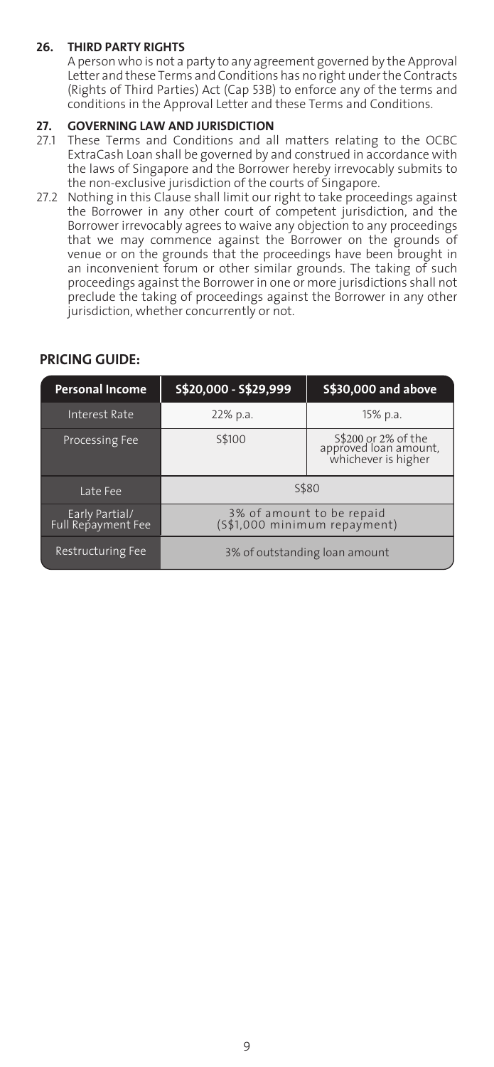## 26. THIRD PARTY RIGHTS

A person who is not a party to any agreement governed by the Approval Letter and these Terms and Conditions has no right under the Contracts (Rights of Third Parties) Act (Cap 53B) to enforce any of the terms and conditions in the Approval Letter and these Terms and Conditions.

## 27. GOVERNING LAW AND JURISDICTION

27.1 These Terms and Conditions and all matters relating to the OCBC ExtraCash Loan shall be governed by and construed in accordance with the laws of Singapore and the Borrower hereby irrevocably submits to the non-exclusive jurisdiction of the courts of Singapore.

27.2 Nothing in this Clause shall limit our right to take proceedings against the Borrower in any other court of competent jurisdiction, and the Borrower irrevocably agrees to waive any objection to any proceedings that we may commence against the Borrower on the grounds of venue or on the grounds that the proceedings have been brought in an inconvenient forum or other similar grounds. The taking of such proceedings against the Borrower in one or more jurisdictions shall not preclude the taking of proceedings against the Borrower in any other jurisdiction, whether concurrently or not.

## PRICING GUIDE:

| Personal Income | S$20,000 - S$29,999 | S$30,000 and above |
|---|---|---|
| Interest Rate | 22% p.a. | 15% p.a. |
| Processing Fee | S$100 | S$200 or 2% of the approved loan amount, whichever is higher |
| Late Fee | S$80 | |
| Early Partial/ Full Repayment Fee | 3% of amount to be repaid (S$1,000 minimum repayment) | |
| Restructuring Fee | 3% of outstanding loan amount | |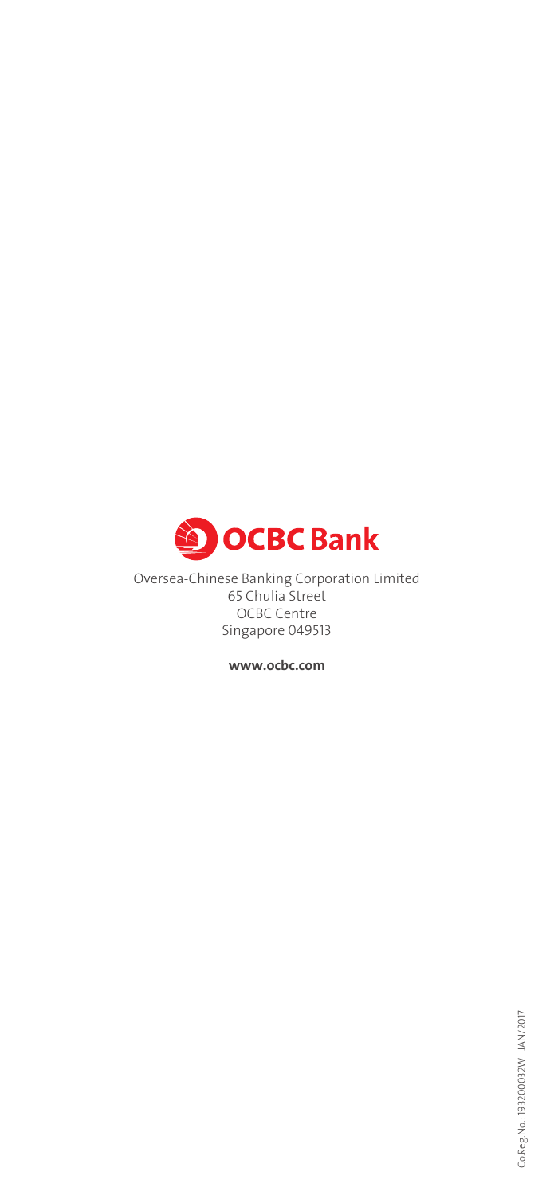OCBC Bank

Oversea-Chinese Banking Corporation Limited
65 Chulia Street
OCBC Centre
Singapore 049513

**www.ocbc.com**

Co.Reg.No.: 193200032W JAN/2017